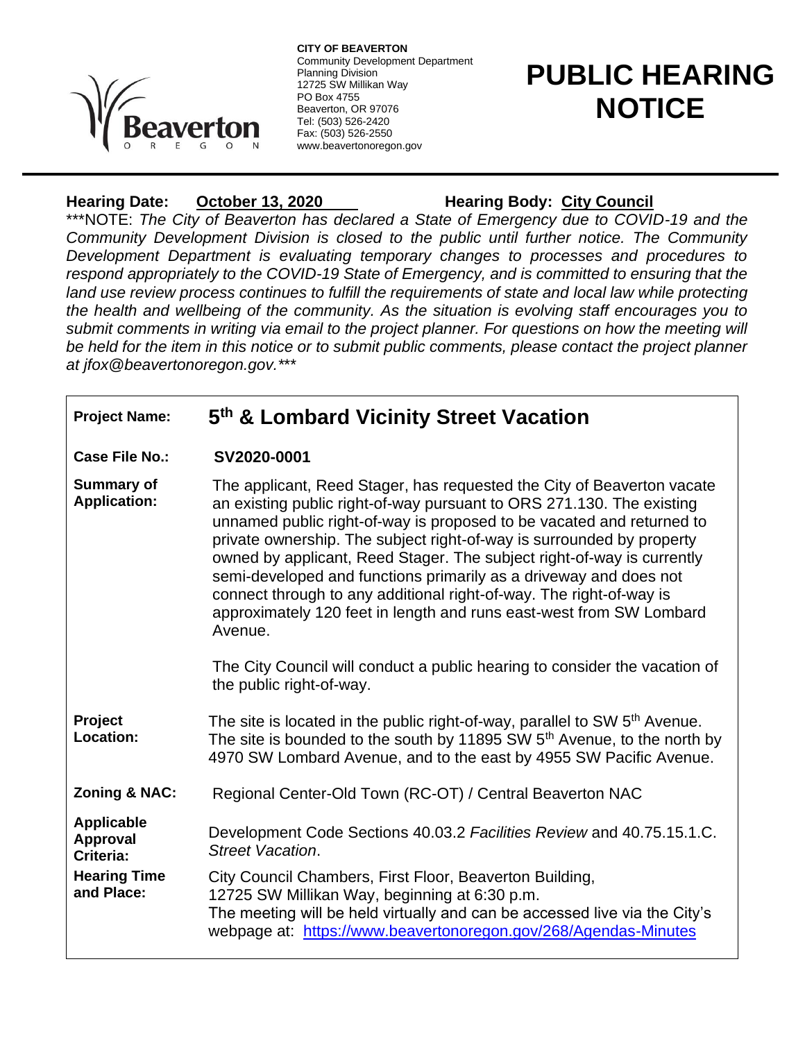**CITY OF BEAVERTON**
Community Development Department
Planning Division
12725 SW Millikan Way
PO Box 4755
Beaverton, OR 97076
Tel: (503) 526-2420
Fax: (503) 526-2550
www.beavertonoregon.gov

# PUBLIC HEARING NOTICE

**Hearing Date:** **October 13, 2020** **Hearing Body:** **City Council**

\*\*\*NOTE: *The City of Beaverton has declared a State of Emergency due to COVID-19 and the Community Development Division is closed to the public until further notice. The Community Development Department is evaluating temporary changes to processes and procedures to respond appropriately to the COVID-19 State of Emergency, and is committed to ensuring that the land use review process continues to fulfill the requirements of state and local law while protecting the health and wellbeing of the community. As the situation is evolving staff encourages you to submit comments in writing via email to the project planner. For questions on how the meeting will be held for the item in this notice or to submit public comments, please contact the project planner at jfox@beavertonoregon.gov.\*\*\**

| | |
|---|---|
| **Project Name:** | **5th & Lombard Vicinity Street Vacation** |
| **Case File No.:** | **SV2020-0001** |
| **Summary of Application:** | The applicant, Reed Stager, has requested the City of Beaverton vacate an existing public right-of-way pursuant to ORS 271.130. The existing unnamed public right-of-way is proposed to be vacated and returned to private ownership. The subject right-of-way is surrounded by property owned by applicant, Reed Stager. The subject right-of-way is currently semi-developed and functions primarily as a driveway and does not connect through to any additional right-of-way. The right-of-way is approximately 120 feet in length and runs east-west from SW Lombard Avenue.<br><br>The City Council will conduct a public hearing to consider the vacation of the public right-of-way. |
| **Project Location:** | The site is located in the public right-of-way, parallel to SW 5th Avenue. The site is bounded to the south by 11895 SW 5th Avenue, to the north by 4970 SW Lombard Avenue, and to the east by 4955 SW Pacific Avenue. |
| **Zoning & NAC:** | Regional Center-Old Town (RC-OT) / Central Beaverton NAC |
| **Applicable Approval Criteria:** | Development Code Sections 40.03.2 *Facilities Review* and 40.75.15.1.C. *Street Vacation*. |
| **Hearing Time and Place:** | City Council Chambers, First Floor, Beaverton Building, 12725 SW Millikan Way, beginning at 6:30 p.m.<br>The meeting will be held virtually and can be accessed live via the City's webpage at: https://www.beavertonoregon.gov/268/Agendas-Minutes |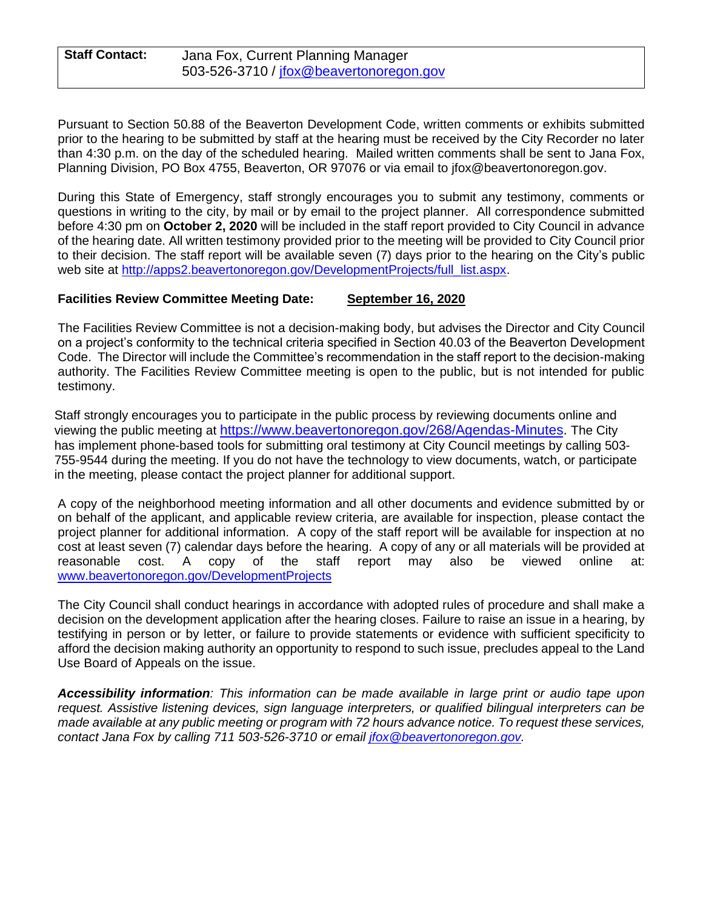| | |
|---|---|
| **Staff Contact:** | Jana Fox, Current Planning Manager<br>503-526-3710 / jfox@beavertonoregon.gov |

Pursuant to Section 50.88 of the Beaverton Development Code, written comments or exhibits submitted prior to the hearing to be submitted by staff at the hearing must be received by the City Recorder no later than 4:30 p.m. on the day of the scheduled hearing. Mailed written comments shall be sent to Jana Fox, Planning Division, PO Box 4755, Beaverton, OR 97076 or via email to jfox@beavertonoregon.gov.

During this State of Emergency, staff strongly encourages you to submit any testimony, comments or questions in writing to the city, by mail or by email to the project planner. All correspondence submitted before 4:30 pm on **October 2, 2020** will be included in the staff report provided to City Council in advance of the hearing date. All written testimony provided prior to the meeting will be provided to City Council prior to their decision. The staff report will be available seven (7) days prior to the hearing on the City's public web site at http://apps2.beavertonoregon.gov/DevelopmentProjects/full_list.aspx.

**Facilities Review Committee Meeting Date:** **September 16, 2020**

The Facilities Review Committee is not a decision-making body, but advises the Director and City Council on a project's conformity to the technical criteria specified in Section 40.03 of the Beaverton Development Code. The Director will include the Committee's recommendation in the staff report to the decision-making authority. The Facilities Review Committee meeting is open to the public, but is not intended for public testimony.

Staff strongly encourages you to participate in the public process by reviewing documents online and viewing the public meeting at https://www.beavertonoregon.gov/268/Agendas-Minutes. The City has implement phone-based tools for submitting oral testimony at City Council meetings by calling 503-755-9544 during the meeting. If you do not have the technology to view documents, watch, or participate in the meeting, please contact the project planner for additional support.

A copy of the neighborhood meeting information and all other documents and evidence submitted by or on behalf of the applicant, and applicable review criteria, are available for inspection, please contact the project planner for additional information. A copy of the staff report will be available for inspection at no cost at least seven (7) calendar days before the hearing. A copy of any or all materials will be provided at reasonable cost. A copy of the staff report may also be viewed online at: www.beavertonoregon.gov/DevelopmentProjects

The City Council shall conduct hearings in accordance with adopted rules of procedure and shall make a decision on the development application after the hearing closes. Failure to raise an issue in a hearing, by testifying in person or by letter, or failure to provide statements or evidence with sufficient specificity to afford the decision making authority an opportunity to respond to such issue, precludes appeal to the Land Use Board of Appeals on the issue.

***Accessibility information****: This information can be made available in large print or audio tape upon request. Assistive listening devices, sign language interpreters, or qualified bilingual interpreters can be made available at any public meeting or program with 72 hours advance notice. To request these services, contact Jana Fox by calling 711 503-526-3710 or email jfox@beavertonoregon.gov.*